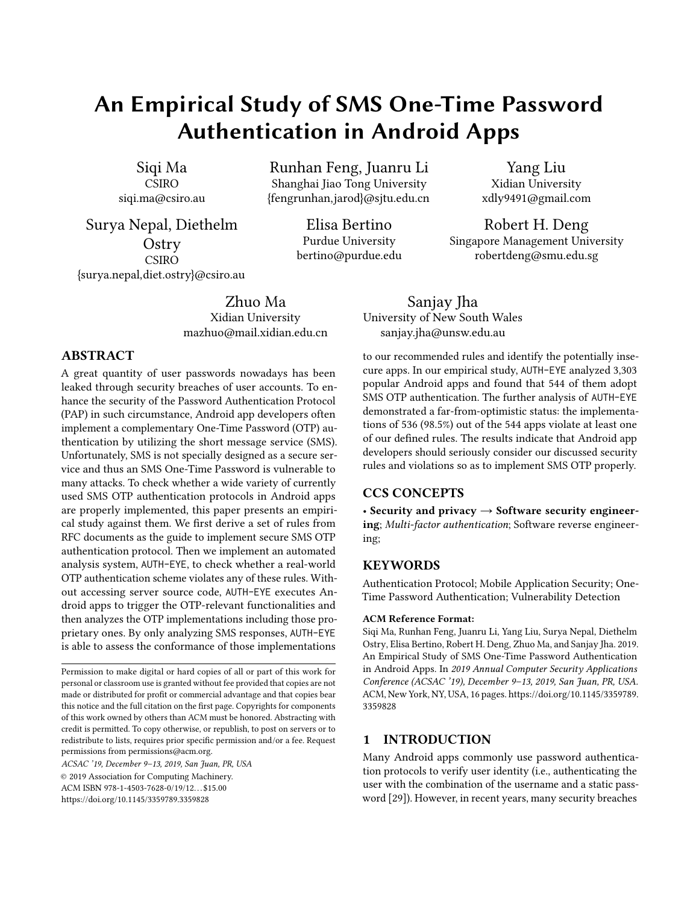# An Empirical Study of SMS One-Time Password Authentication in Android Apps

Siqi Ma
CSIRO
siqi.ma@csiro.au

Runhan Feng, Juanru Li
Shanghai Jiao Tong University
{fengrunhan,jarod}@sjtu.edu.cn

Yang Liu
Xidian University
xdly9491@gmail.com

Surya Nepal, Diethelm Ostry
CSIRO
{surya.nepal,diet.ostry}@csiro.au

Elisa Bertino
Purdue University
bertino@purdue.edu

Robert H. Deng
Singapore Management University
robertdeng@smu.edu.sg

Zhuo Ma
Xidian University
mazhuo@mail.xidian.edu.cn

Sanjay Jha
University of New South Wales
sanjay.jha@unsw.edu.au

## ABSTRACT

A great quantity of user passwords nowadays has been leaked through security breaches of user accounts. To enhance the security of the Password Authentication Protocol (PAP) in such circumstance, Android app developers often implement a complementary One-Time Password (OTP) authentication by utilizing the short message service (SMS). Unfortunately, SMS is not specially designed as a secure service and thus an SMS One-Time Password is vulnerable to many attacks. To check whether a wide variety of currently used SMS OTP authentication protocols in Android apps are properly implemented, this paper presents an empirical study against them. We first derive a set of rules from RFC documents as the guide to implement secure SMS OTP authentication protocol. Then we implement an automated analysis system, AUTH-EYE, to check whether a real-world OTP authentication scheme violates any of these rules. Without accessing server source code, AUTH-EYE executes Android apps to trigger the OTP-relevant functionalities and then analyzes the OTP implementations including those proprietary ones. By only analyzing SMS responses, AUTH-EYE is able to assess the conformance of those implementations to our recommended rules and identify the potentially insecure apps. In our empirical study, AUTH-EYE analyzed 3,303 popular Android apps and found that 544 of them adopt SMS OTP authentication. The further analysis of AUTH-EYE demonstrated a far-from-optimistic status: the implementations of 536 (98.5%) out of the 544 apps violate at least one of our defined rules. The results indicate that Android app developers should seriously consider our discussed security rules and violations so as to implement SMS OTP properly.

## CCS CONCEPTS

• **Security and privacy → Software security engineering**; *Multi-factor authentication*; Software reverse engineering;

## KEYWORDS

Authentication Protocol; Mobile Application Security; One-Time Password Authentication; Vulnerability Detection

**ACM Reference Format:**

Siqi Ma, Runhan Feng, Juanru Li, Yang Liu, Surya Nepal, Diethelm Ostry, Elisa Bertino, Robert H. Deng, Zhuo Ma, and Sanjay Jha. 2019. An Empirical Study of SMS One-Time Password Authentication in Android Apps. In *2019 Annual Computer Security Applications Conference (ACSAC '19), December 9–13, 2019, San Juan, PR, USA.* ACM, New York, NY, USA, 16 pages. https://doi.org/10.1145/3359789.3359828

Permission to make digital or hard copies of all or part of this work for personal or classroom use is granted without fee provided that copies are not made or distributed for profit or commercial advantage and that copies bear this notice and the full citation on the first page. Copyrights for components of this work owned by others than ACM must be honored. Abstracting with credit is permitted. To copy otherwise, or republish, to post on servers or to redistribute to lists, requires prior specific permission and/or a fee. Request permissions from permissions@acm.org.

*ACSAC '19, December 9–13, 2019, San Juan, PR, USA*

© 2019 Association for Computing Machinery.

ACM ISBN 978-1-4503-7628-0/19/12…$15.00

https://doi.org/10.1145/3359789.3359828

## 1 INTRODUCTION

Many Android apps commonly use password authentication protocols to verify user identity (i.e., authenticating the user with the combination of the username and a static password [29]). However, in recent years, many security breaches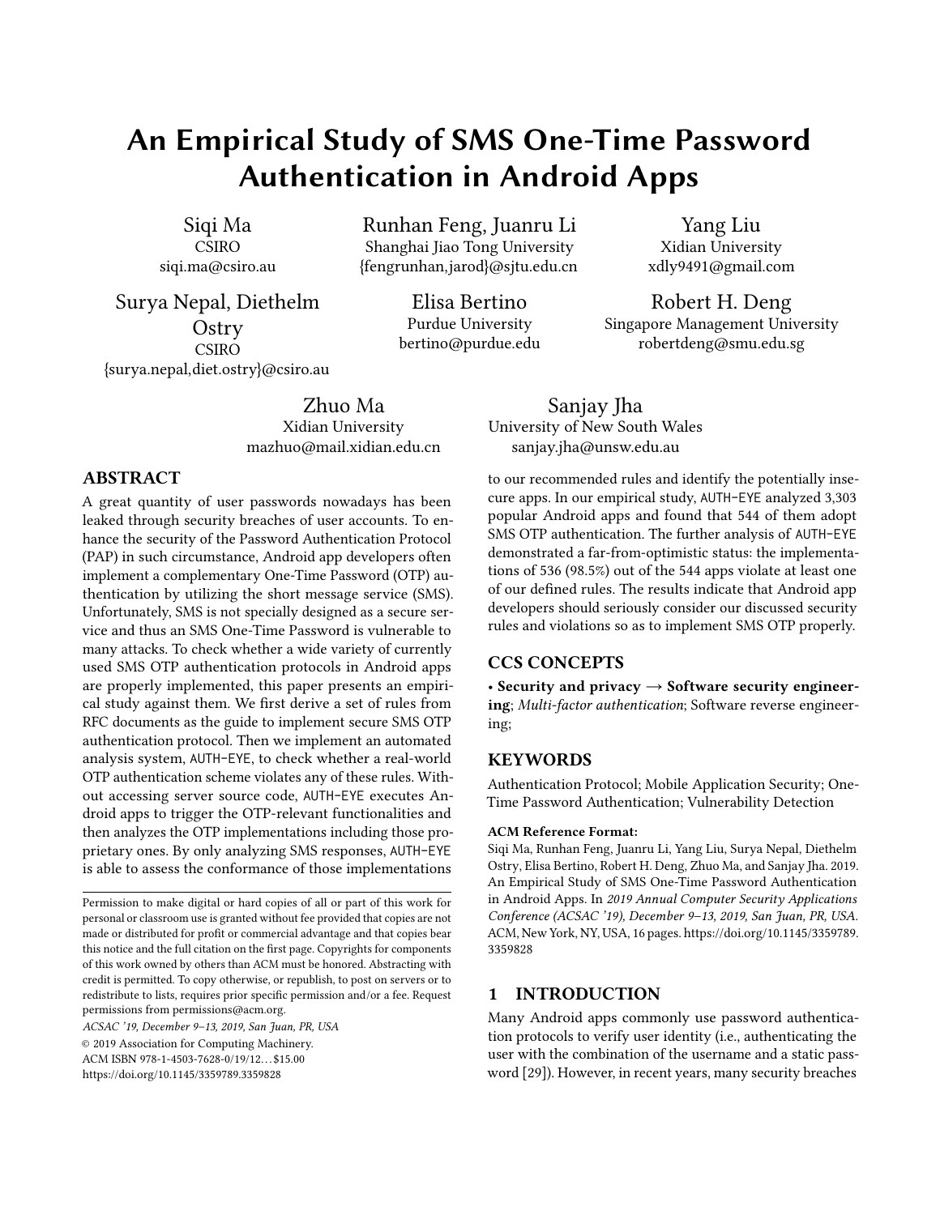# An Empirical Study of SMS One-Time Password Authentication in Android Apps

Siqi Ma
CSIRO
siqi.ma@csiro.au

Runhan Feng, Juanru Li
Shanghai Jiao Tong University
{fengrunhan,jarod}@sjtu.edu.cn

Yang Liu
Xidian University
xdly9491@gmail.com

Surya Nepal, Diethelm Ostry
CSIRO
{surya.nepal,diet.ostry}@csiro.au

Elisa Bertino
Purdue University
bertino@purdue.edu

Robert H. Deng
Singapore Management University
robertdeng@smu.edu.sg

Zhuo Ma
Xidian University
mazhuo@mail.xidian.edu.cn

Sanjay Jha
University of New South Wales
sanjay.jha@unsw.edu.au

## ABSTRACT

A great quantity of user passwords nowadays has been leaked through security breaches of user accounts. To enhance the security of the Password Authentication Protocol (PAP) in such circumstance, Android app developers often implement a complementary One-Time Password (OTP) authentication by utilizing the short message service (SMS). Unfortunately, SMS is not specially designed as a secure service and thus an SMS One-Time Password is vulnerable to many attacks. To check whether a wide variety of currently used SMS OTP authentication protocols in Android apps are properly implemented, this paper presents an empirical study against them. We first derive a set of rules from RFC documents as the guide to implement secure SMS OTP authentication protocol. Then we implement an automated analysis system, AUTH-EYE, to check whether a real-world OTP authentication scheme violates any of these rules. Without accessing server source code, AUTH-EYE executes Android apps to trigger the OTP-relevant functionalities and then analyzes the OTP implementations including those proprietary ones. By only analyzing SMS responses, AUTH-EYE is able to assess the conformance of those implementations to our recommended rules and identify the potentially insecure apps. In our empirical study, AUTH-EYE analyzed 3,303 popular Android apps and found that 544 of them adopt SMS OTP authentication. The further analysis of AUTH-EYE demonstrated a far-from-optimistic status: the implementations of 536 (98.5%) out of the 544 apps violate at least one of our defined rules. The results indicate that Android app developers should seriously consider our discussed security rules and violations so as to implement SMS OTP properly.

## CCS CONCEPTS

• **Security and privacy → Software security engineering**; *Multi-factor authentication*; Software reverse engineering;

## KEYWORDS

Authentication Protocol; Mobile Application Security; One-Time Password Authentication; Vulnerability Detection

**ACM Reference Format:**
Siqi Ma, Runhan Feng, Juanru Li, Yang Liu, Surya Nepal, Diethelm Ostry, Elisa Bertino, Robert H. Deng, Zhuo Ma, and Sanjay Jha. 2019. An Empirical Study of SMS One-Time Password Authentication in Android Apps. In *2019 Annual Computer Security Applications Conference (ACSAC '19), December 9–13, 2019, San Juan, PR, USA*. ACM, New York, NY, USA, 16 pages. https://doi.org/10.1145/3359789.3359828

Permission to make digital or hard copies of all or part of this work for personal or classroom use is granted without fee provided that copies are not made or distributed for profit or commercial advantage and that copies bear this notice and the full citation on the first page. Copyrights for components of this work owned by others than ACM must be honored. Abstracting with credit is permitted. To copy otherwise, or republish, to post on servers or to redistribute to lists, requires prior specific permission and/or a fee. Request permissions from permissions@acm.org.
*ACSAC '19, December 9–13, 2019, San Juan, PR, USA*
© 2019 Association for Computing Machinery.
ACM ISBN 978-1-4503-7628-0/19/12…$15.00
https://doi.org/10.1145/3359789.3359828

## 1 INTRODUCTION

Many Android apps commonly use password authentication protocols to verify user identity (i.e., authenticating the user with the combination of the username and a static password [29]). However, in recent years, many security breaches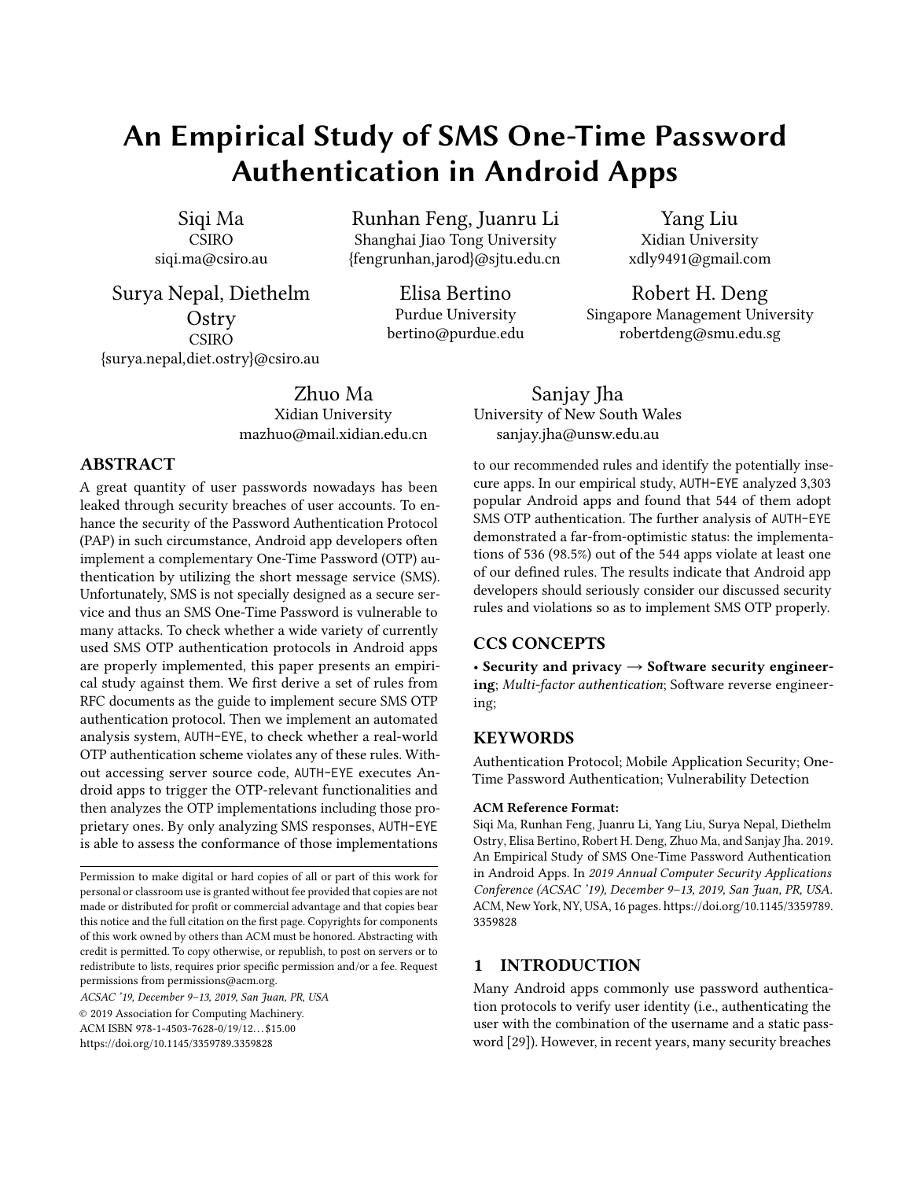# An Empirical Study of SMS One-Time Password Authentication in Android Apps

Siqi Ma
CSIRO
siqi.ma@csiro.au

Runhan Feng, Juanru Li
Shanghai Jiao Tong University
{fengrunhan,jarod}@sjtu.edu.cn

Yang Liu
Xidian University
xdly9491@gmail.com

Surya Nepal, Diethelm Ostry
CSIRO
{surya.nepal,diet.ostry}@csiro.au

Elisa Bertino
Purdue University
bertino@purdue.edu

Robert H. Deng
Singapore Management University
robertdeng@smu.edu.sg

Zhuo Ma
Xidian University
mazhuo@mail.xidian.edu.cn

Sanjay Jha
University of New South Wales
sanjay.jha@unsw.edu.au

## ABSTRACT

A great quantity of user passwords nowadays has been leaked through security breaches of user accounts. To enhance the security of the Password Authentication Protocol (PAP) in such circumstance, Android app developers often implement a complementary One-Time Password (OTP) authentication by utilizing the short message service (SMS). Unfortunately, SMS is not specially designed as a secure service and thus an SMS One-Time Password is vulnerable to many attacks. To check whether a wide variety of currently used SMS OTP authentication protocols in Android apps are properly implemented, this paper presents an empirical study against them. We first derive a set of rules from RFC documents as the guide to implement secure SMS OTP authentication protocol. Then we implement an automated analysis system, AUTH-EYE, to check whether a real-world OTP authentication scheme violates any of these rules. Without accessing server source code, AUTH-EYE executes Android apps to trigger the OTP-relevant functionalities and then analyzes the OTP implementations including those proprietary ones. By only analyzing SMS responses, AUTH-EYE is able to assess the conformance of those implementations to our recommended rules and identify the potentially insecure apps. In our empirical study, AUTH-EYE analyzed 3,303 popular Android apps and found that 544 of them adopt SMS OTP authentication. The further analysis of AUTH-EYE demonstrated a far-from-optimistic status: the implementations of 536 (98.5%) out of the 544 apps violate at least one of our defined rules. The results indicate that Android app developers should seriously consider our discussed security rules and violations so as to implement SMS OTP properly.

## CCS CONCEPTS

• **Security and privacy → Software security engineering**; *Multi-factor authentication*; Software reverse engineering;

## KEYWORDS

Authentication Protocol; Mobile Application Security; One-Time Password Authentication; Vulnerability Detection

**ACM Reference Format:**
Siqi Ma, Runhan Feng, Juanru Li, Yang Liu, Surya Nepal, Diethelm Ostry, Elisa Bertino, Robert H. Deng, Zhuo Ma, and Sanjay Jha. 2019. An Empirical Study of SMS One-Time Password Authentication in Android Apps. In *2019 Annual Computer Security Applications Conference (ACSAC '19), December 9–13, 2019, San Juan, PR, USA*. ACM, New York, NY, USA, 16 pages. https://doi.org/10.1145/3359789.3359828

Permission to make digital or hard copies of all or part of this work for personal or classroom use is granted without fee provided that copies are not made or distributed for profit or commercial advantage and that copies bear this notice and the full citation on the first page. Copyrights for components of this work owned by others than ACM must be honored. Abstracting with credit is permitted. To copy otherwise, or republish, to post on servers or to redistribute to lists, requires prior specific permission and/or a fee. Request permissions from permissions@acm.org.
*ACSAC '19, December 9–13, 2019, San Juan, PR, USA*
© 2019 Association for Computing Machinery.
ACM ISBN 978-1-4503-7628-0/19/12…$15.00
https://doi.org/10.1145/3359789.3359828

## 1 INTRODUCTION

Many Android apps commonly use password authentication protocols to verify user identity (i.e., authenticating the user with the combination of the username and a static password [29]). However, in recent years, many security breaches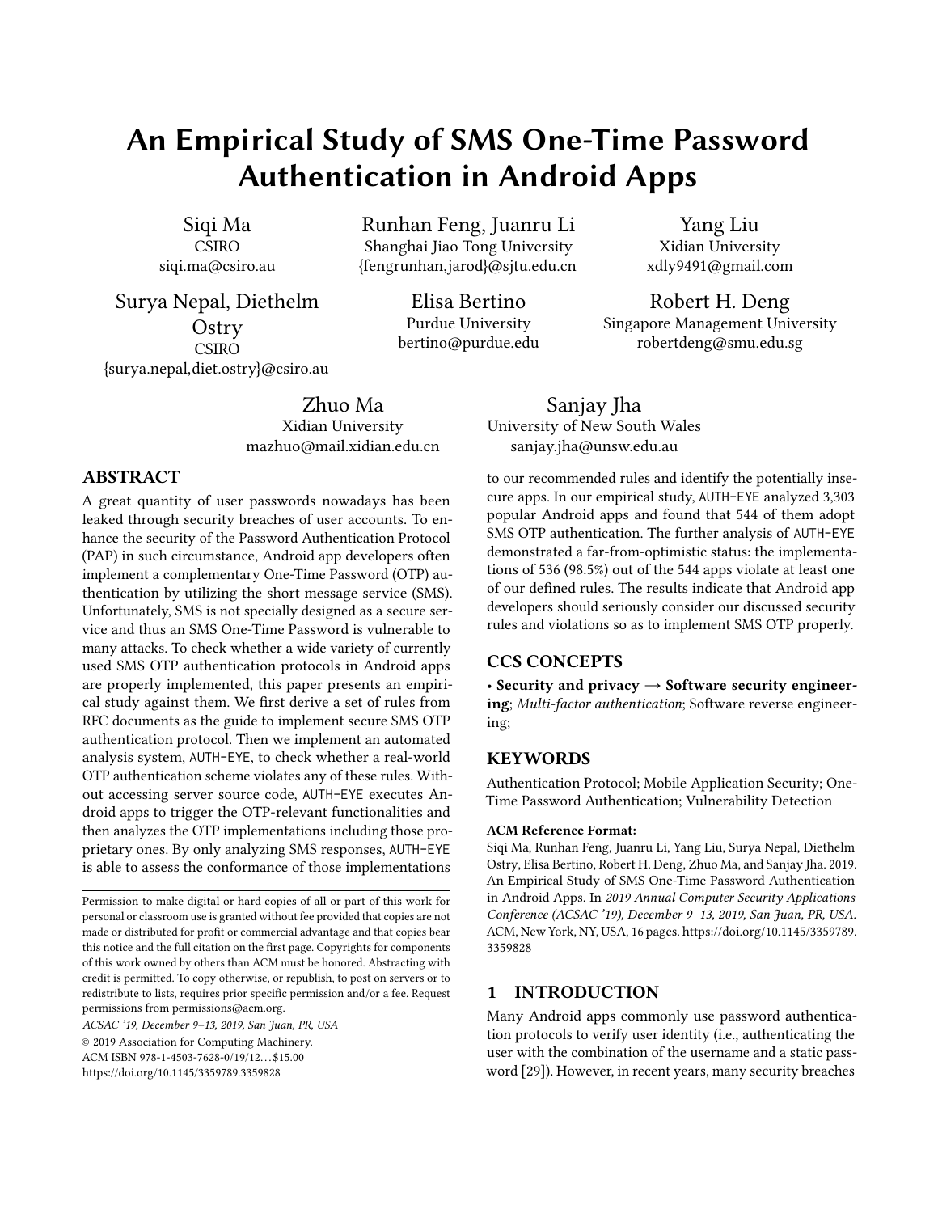# An Empirical Study of SMS One-Time Password Authentication in Android Apps

Siqi Ma
CSIRO
siqi.ma@csiro.au

Runhan Feng, Juanru Li
Shanghai Jiao Tong University
{fengrunhan,jarod}@sjtu.edu.cn

Yang Liu
Xidian University
xdly9491@gmail.com

Surya Nepal, Diethelm Ostry
CSIRO
{surya.nepal,diet.ostry}@csiro.au

Elisa Bertino
Purdue University
bertino@purdue.edu

Robert H. Deng
Singapore Management University
robertdeng@smu.edu.sg

Zhuo Ma
Xidian University
mazhuo@mail.xidian.edu.cn

Sanjay Jha
University of New South Wales
sanjay.jha@unsw.edu.au

## ABSTRACT

A great quantity of user passwords nowadays has been leaked through security breaches of user accounts. To enhance the security of the Password Authentication Protocol (PAP) in such circumstance, Android app developers often implement a complementary One-Time Password (OTP) authentication by utilizing the short message service (SMS). Unfortunately, SMS is not specially designed as a secure service and thus an SMS One-Time Password is vulnerable to many attacks. To check whether a wide variety of currently used SMS OTP authentication protocols in Android apps are properly implemented, this paper presents an empirical study against them. We first derive a set of rules from RFC documents as the guide to implement secure SMS OTP authentication protocol. Then we implement an automated analysis system, AUTH-EYE, to check whether a real-world OTP authentication scheme violates any of these rules. Without accessing server source code, AUTH-EYE executes Android apps to trigger the OTP-relevant functionalities and then analyzes the OTP implementations including those proprietary ones. By only analyzing SMS responses, AUTH-EYE is able to assess the conformance of those implementations to our recommended rules and identify the potentially insecure apps. In our empirical study, AUTH-EYE analyzed 3,303 popular Android apps and found that 544 of them adopt SMS OTP authentication. The further analysis of AUTH-EYE demonstrated a far-from-optimistic status: the implementations of 536 (98.5%) out of the 544 apps violate at least one of our defined rules. The results indicate that Android app developers should seriously consider our discussed security rules and violations so as to implement SMS OTP properly.

## CCS CONCEPTS

• **Security and privacy → Software security engineering**; *Multi-factor authentication*; Software reverse engineering;

## KEYWORDS

Authentication Protocol; Mobile Application Security; One-Time Password Authentication; Vulnerability Detection

**ACM Reference Format:**
Siqi Ma, Runhan Feng, Juanru Li, Yang Liu, Surya Nepal, Diethelm Ostry, Elisa Bertino, Robert H. Deng, Zhuo Ma, and Sanjay Jha. 2019. An Empirical Study of SMS One-Time Password Authentication in Android Apps. In *2019 Annual Computer Security Applications Conference (ACSAC '19), December 9–13, 2019, San Juan, PR, USA*. ACM, New York, NY, USA, 16 pages. https://doi.org/10.1145/3359789.3359828

Permission to make digital or hard copies of all or part of this work for personal or classroom use is granted without fee provided that copies are not made or distributed for profit or commercial advantage and that copies bear this notice and the full citation on the first page. Copyrights for components of this work owned by others than ACM must be honored. Abstracting with credit is permitted. To copy otherwise, or republish, to post on servers or to redistribute to lists, requires prior specific permission and/or a fee. Request permissions from permissions@acm.org.
*ACSAC '19, December 9–13, 2019, San Juan, PR, USA*
© 2019 Association for Computing Machinery.
ACM ISBN 978-1-4503-7628-0/19/12…$15.00
https://doi.org/10.1145/3359789.3359828

## 1 INTRODUCTION

Many Android apps commonly use password authentication protocols to verify user identity (i.e., authenticating the user with the combination of the username and a static password [29]). However, in recent years, many security breaches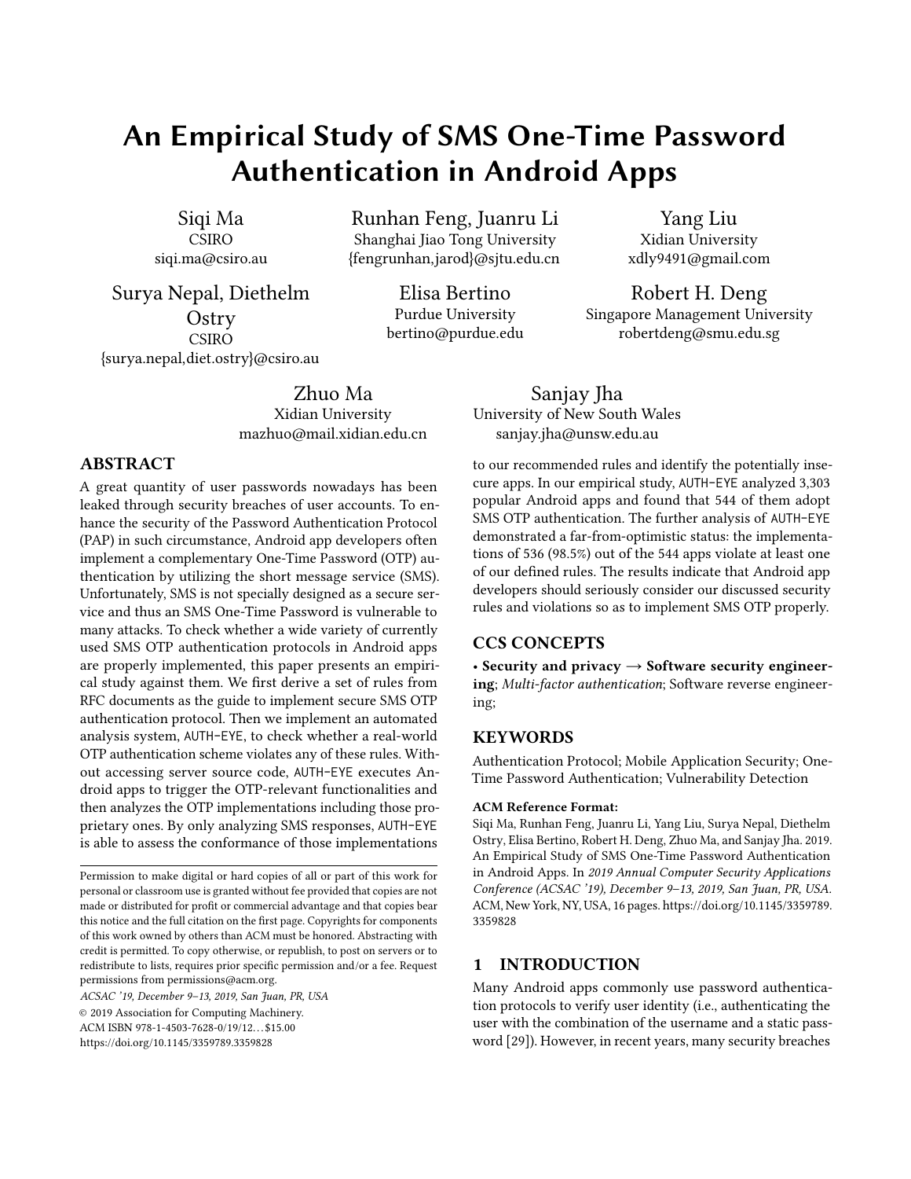# An Empirical Study of SMS One-Time Password Authentication in Android Apps

Siqi Ma
CSIRO
siqi.ma@csiro.au

Runhan Feng, Juanru Li
Shanghai Jiao Tong University
{fengrunhan,jarod}@sjtu.edu.cn

Yang Liu
Xidian University
xdly9491@gmail.com

Surya Nepal, Diethelm Ostry
CSIRO
{surya.nepal,diet.ostry}@csiro.au

Elisa Bertino
Purdue University
bertino@purdue.edu

Robert H. Deng
Singapore Management University
robertdeng@smu.edu.sg

Zhuo Ma
Xidian University
mazhuo@mail.xidian.edu.cn

Sanjay Jha
University of New South Wales
sanjay.jha@unsw.edu.au

## ABSTRACT

A great quantity of user passwords nowadays has been leaked through security breaches of user accounts. To enhance the security of the Password Authentication Protocol (PAP) in such circumstance, Android app developers often implement a complementary One-Time Password (OTP) authentication by utilizing the short message service (SMS). Unfortunately, SMS is not specially designed as a secure service and thus an SMS One-Time Password is vulnerable to many attacks. To check whether a wide variety of currently used SMS OTP authentication protocols in Android apps are properly implemented, this paper presents an empirical study against them. We first derive a set of rules from RFC documents as the guide to implement secure SMS OTP authentication protocol. Then we implement an automated analysis system, AUTH-EYE, to check whether a real-world OTP authentication scheme violates any of these rules. Without accessing server source code, AUTH-EYE executes Android apps to trigger the OTP-relevant functionalities and then analyzes the OTP implementations including those proprietary ones. By only analyzing SMS responses, AUTH-EYE is able to assess the conformance of those implementations to our recommended rules and identify the potentially insecure apps. In our empirical study, AUTH-EYE analyzed 3,303 popular Android apps and found that 544 of them adopt SMS OTP authentication. The further analysis of AUTH-EYE demonstrated a far-from-optimistic status: the implementations of 536 (98.5%) out of the 544 apps violate at least one of our defined rules. The results indicate that Android app developers should seriously consider our discussed security rules and violations so as to implement SMS OTP properly.

## CCS CONCEPTS

• **Security and privacy → Software security engineering**; *Multi-factor authentication*; Software reverse engineering;

## KEYWORDS

Authentication Protocol; Mobile Application Security; One-Time Password Authentication; Vulnerability Detection

**ACM Reference Format:**

Siqi Ma, Runhan Feng, Juanru Li, Yang Liu, Surya Nepal, Diethelm Ostry, Elisa Bertino, Robert H. Deng, Zhuo Ma, and Sanjay Jha. 2019. An Empirical Study of SMS One-Time Password Authentication in Android Apps. In *2019 Annual Computer Security Applications Conference (ACSAC '19), December 9–13, 2019, San Juan, PR, USA*. ACM, New York, NY, USA, 16 pages. https://doi.org/10.1145/3359789.3359828

Permission to make digital or hard copies of all or part of this work for personal or classroom use is granted without fee provided that copies are not made or distributed for profit or commercial advantage and that copies bear this notice and the full citation on the first page. Copyrights for components of this work owned by others than ACM must be honored. Abstracting with credit is permitted. To copy otherwise, or republish, to post on servers or to redistribute to lists, requires prior specific permission and/or a fee. Request permissions from permissions@acm.org.

*ACSAC '19, December 9–13, 2019, San Juan, PR, USA*
© 2019 Association for Computing Machinery.
ACM ISBN 978-1-4503-7628-0/19/12...$15.00
https://doi.org/10.1145/3359789.3359828

## 1 INTRODUCTION

Many Android apps commonly use password authentication protocols to verify user identity (i.e., authenticating the user with the combination of the username and a static password [29]). However, in recent years, many security breaches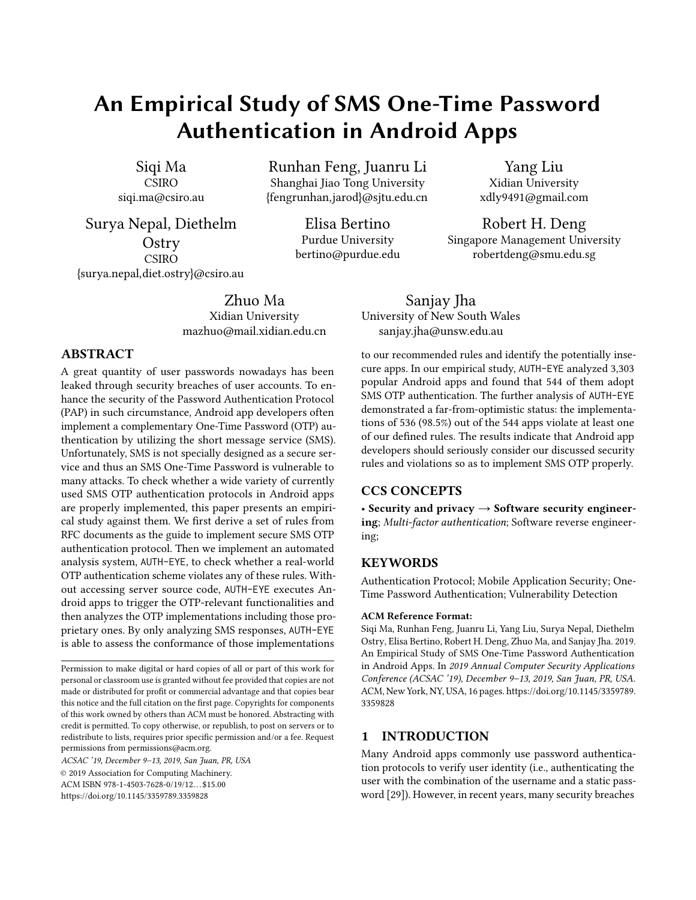# An Empirical Study of SMS One-Time Password Authentication in Android Apps

Siqi Ma
CSIRO
siqi.ma@csiro.au

Runhan Feng, Juanru Li
Shanghai Jiao Tong University
{fengrunhan,jarod}@sjtu.edu.cn

Yang Liu
Xidian University
xdly9491@gmail.com

Surya Nepal, Diethelm Ostry
CSIRO
{surya.nepal,diet.ostry}@csiro.au

Elisa Bertino
Purdue University
bertino@purdue.edu

Robert H. Deng
Singapore Management University
robertdeng@smu.edu.sg

Zhuo Ma
Xidian University
mazhuo@mail.xidian.edu.cn

Sanjay Jha
University of New South Wales
sanjay.jha@unsw.edu.au

## ABSTRACT

A great quantity of user passwords nowadays has been leaked through security breaches of user accounts. To enhance the security of the Password Authentication Protocol (PAP) in such circumstance, Android app developers often implement a complementary One-Time Password (OTP) authentication by utilizing the short message service (SMS). Unfortunately, SMS is not specially designed as a secure service and thus an SMS One-Time Password is vulnerable to many attacks. To check whether a wide variety of currently used SMS OTP authentication protocols in Android apps are properly implemented, this paper presents an empirical study against them. We first derive a set of rules from RFC documents as the guide to implement secure SMS OTP authentication protocol. Then we implement an automated analysis system, AUTH-EYE, to check whether a real-world OTP authentication scheme violates any of these rules. Without accessing server source code, AUTH-EYE executes Android apps to trigger the OTP-relevant functionalities and then analyzes the OTP implementations including those proprietary ones. By only analyzing SMS responses, AUTH-EYE is able to assess the conformance of those implementations to our recommended rules and identify the potentially insecure apps. In our empirical study, AUTH-EYE analyzed 3,303 popular Android apps and found that 544 of them adopt SMS OTP authentication. The further analysis of AUTH-EYE demonstrated a far-from-optimistic status: the implementations of 536 (98.5%) out of the 544 apps violate at least one of our defined rules. The results indicate that Android app developers should seriously consider our discussed security rules and violations so as to implement SMS OTP properly.

## CCS CONCEPTS

• **Security and privacy → Software security engineering**; *Multi-factor authentication*; Software reverse engineering;

## KEYWORDS

Authentication Protocol; Mobile Application Security; One-Time Password Authentication; Vulnerability Detection

**ACM Reference Format:**

Siqi Ma, Runhan Feng, Juanru Li, Yang Liu, Surya Nepal, Diethelm Ostry, Elisa Bertino, Robert H. Deng, Zhuo Ma, and Sanjay Jha. 2019. An Empirical Study of SMS One-Time Password Authentication in Android Apps. In *2019 Annual Computer Security Applications Conference (ACSAC '19), December 9–13, 2019, San Juan, PR, USA*. ACM, New York, NY, USA, 16 pages. https://doi.org/10.1145/3359789.3359828

Permission to make digital or hard copies of all or part of this work for personal or classroom use is granted without fee provided that copies are not made or distributed for profit or commercial advantage and that copies bear this notice and the full citation on the first page. Copyrights for components of this work owned by others than ACM must be honored. Abstracting with credit is permitted. To copy otherwise, or republish, to post on servers or to redistribute to lists, requires prior specific permission and/or a fee. Request permissions from permissions@acm.org.

*ACSAC '19, December 9–13, 2019, San Juan, PR, USA*
© 2019 Association for Computing Machinery.
ACM ISBN 978-1-4503-7628-0/19/12…$15.00
https://doi.org/10.1145/3359789.3359828

## 1 INTRODUCTION

Many Android apps commonly use password authentication protocols to verify user identity (i.e., authenticating the user with the combination of the username and a static password [29]). However, in recent years, many security breaches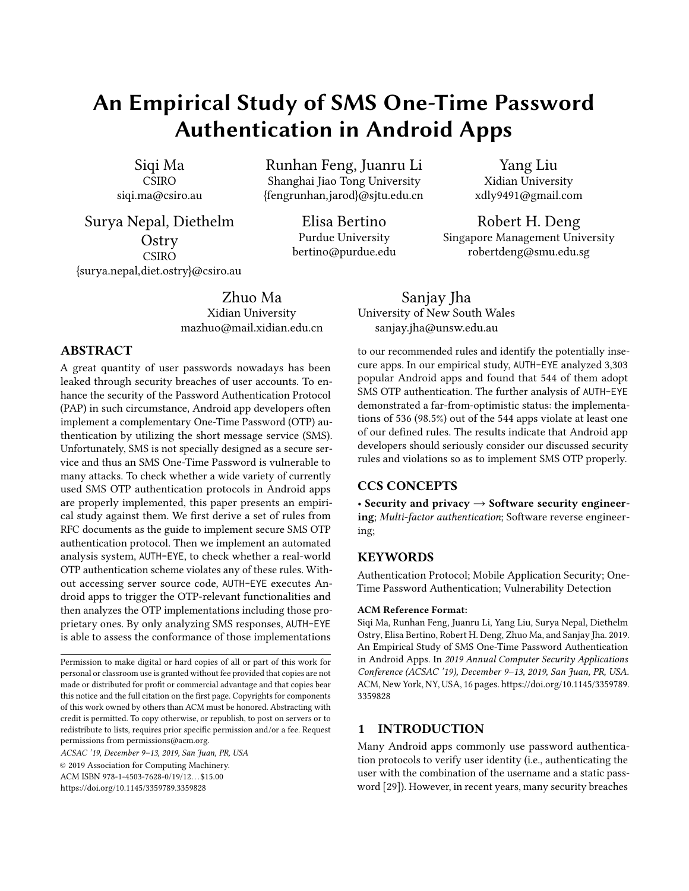# An Empirical Study of SMS One-Time Password Authentication in Android Apps

Siqi Ma
CSIRO
siqi.ma@csiro.au

Runhan Feng, Juanru Li
Shanghai Jiao Tong University
{fengrunhan,jarod}@sjtu.edu.cn

Yang Liu
Xidian University
xdly9491@gmail.com

Surya Nepal, Diethelm Ostry
CSIRO
{surya.nepal,diet.ostry}@csiro.au

Elisa Bertino
Purdue University
bertino@purdue.edu

Robert H. Deng
Singapore Management University
robertdeng@smu.edu.sg

Zhuo Ma
Xidian University
mazhuo@mail.xidian.edu.cn

Sanjay Jha
University of New South Wales
sanjay.jha@unsw.edu.au

## ABSTRACT

A great quantity of user passwords nowadays has been leaked through security breaches of user accounts. To enhance the security of the Password Authentication Protocol (PAP) in such circumstance, Android app developers often implement a complementary One-Time Password (OTP) authentication by utilizing the short message service (SMS). Unfortunately, SMS is not specially designed as a secure service and thus an SMS One-Time Password is vulnerable to many attacks. To check whether a wide variety of currently used SMS OTP authentication protocols in Android apps are properly implemented, this paper presents an empirical study against them. We first derive a set of rules from RFC documents as the guide to implement secure SMS OTP authentication protocol. Then we implement an automated analysis system, AUTH-EYE, to check whether a real-world OTP authentication scheme violates any of these rules. Without accessing server source code, AUTH-EYE executes Android apps to trigger the OTP-relevant functionalities and then analyzes the OTP implementations including those proprietary ones. By only analyzing SMS responses, AUTH-EYE is able to assess the conformance of those implementations to our recommended rules and identify the potentially insecure apps. In our empirical study, AUTH-EYE analyzed 3,303 popular Android apps and found that 544 of them adopt SMS OTP authentication. The further analysis of AUTH-EYE demonstrated a far-from-optimistic status: the implementations of 536 (98.5%) out of the 544 apps violate at least one of our defined rules. The results indicate that Android app developers should seriously consider our discussed security rules and violations so as to implement SMS OTP properly.

## CCS CONCEPTS

• **Security and privacy → Software security engineering**; *Multi-factor authentication*; Software reverse engineering;

## KEYWORDS

Authentication Protocol; Mobile Application Security; One-Time Password Authentication; Vulnerability Detection

**ACM Reference Format:**
Siqi Ma, Runhan Feng, Juanru Li, Yang Liu, Surya Nepal, Diethelm Ostry, Elisa Bertino, Robert H. Deng, Zhuo Ma, and Sanjay Jha. 2019. An Empirical Study of SMS One-Time Password Authentication in Android Apps. In *2019 Annual Computer Security Applications Conference (ACSAC '19), December 9–13, 2019, San Juan, PR, USA*. ACM, New York, NY, USA, 16 pages. https://doi.org/10.1145/3359789.3359828

Permission to make digital or hard copies of all or part of this work for personal or classroom use is granted without fee provided that copies are not made or distributed for profit or commercial advantage and that copies bear this notice and the full citation on the first page. Copyrights for components of this work owned by others than ACM must be honored. Abstracting with credit is permitted. To copy otherwise, or republish, to post on servers or to redistribute to lists, requires prior specific permission and/or a fee. Request permissions from permissions@acm.org.
*ACSAC '19, December 9–13, 2019, San Juan, PR, USA*
© 2019 Association for Computing Machinery.
ACM ISBN 978-1-4503-7628-0/19/12…$15.00
https://doi.org/10.1145/3359789.3359828

## 1 INTRODUCTION

Many Android apps commonly use password authentication protocols to verify user identity (i.e., authenticating the user with the combination of the username and a static password [29]). However, in recent years, many security breaches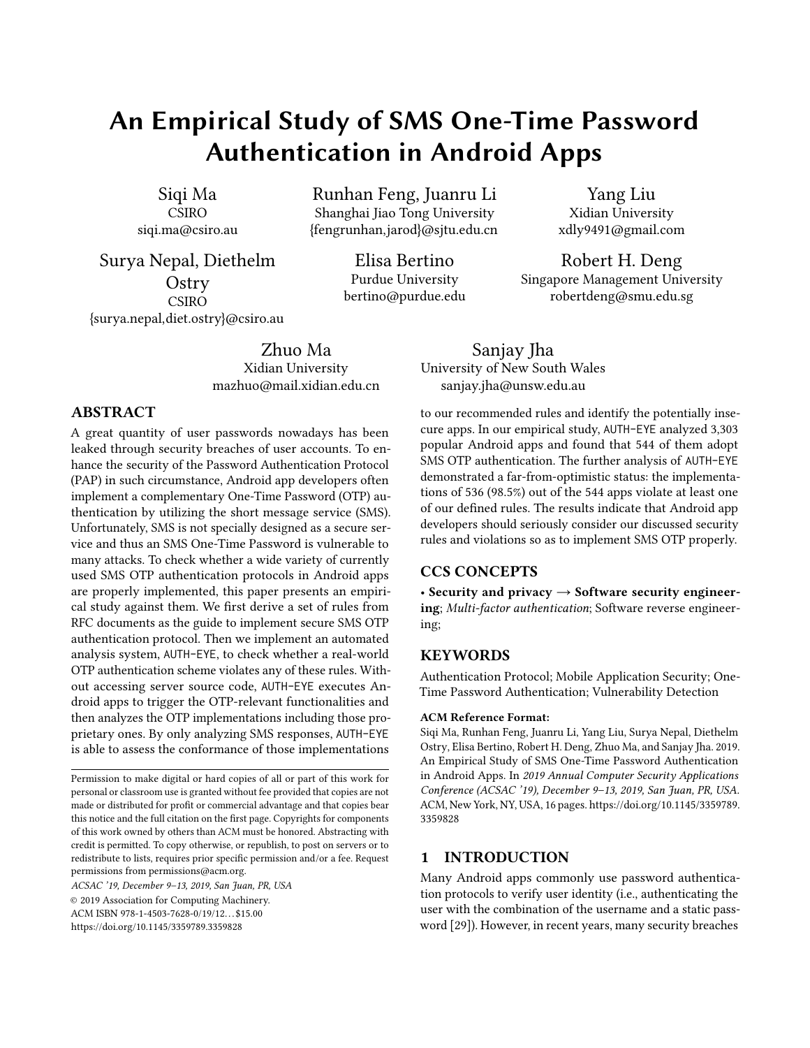# An Empirical Study of SMS One-Time Password Authentication in Android Apps

Siqi Ma
CSIRO
siqi.ma@csiro.au

Runhan Feng, Juanru Li
Shanghai Jiao Tong University
{fengrunhan,jarod}@sjtu.edu.cn

Yang Liu
Xidian University
xdly9491@gmail.com

Surya Nepal, Diethelm Ostry
CSIRO
{surya.nepal,diet.ostry}@csiro.au

Elisa Bertino
Purdue University
bertino@purdue.edu

Robert H. Deng
Singapore Management University
robertdeng@smu.edu.sg

Zhuo Ma
Xidian University
mazhuo@mail.xidian.edu.cn

Sanjay Jha
University of New South Wales
sanjay.jha@unsw.edu.au

## ABSTRACT

A great quantity of user passwords nowadays has been leaked through security breaches of user accounts. To enhance the security of the Password Authentication Protocol (PAP) in such circumstance, Android app developers often implement a complementary One-Time Password (OTP) authentication by utilizing the short message service (SMS). Unfortunately, SMS is not specially designed as a secure service and thus an SMS One-Time Password is vulnerable to many attacks. To check whether a wide variety of currently used SMS OTP authentication protocols in Android apps are properly implemented, this paper presents an empirical study against them. We first derive a set of rules from RFC documents as the guide to implement secure SMS OTP authentication protocol. Then we implement an automated analysis system, AUTH-EYE, to check whether a real-world OTP authentication scheme violates any of these rules. Without accessing server source code, AUTH-EYE executes Android apps to trigger the OTP-relevant functionalities and then analyzes the OTP implementations including those proprietary ones. By only analyzing SMS responses, AUTH-EYE is able to assess the conformance of those implementations to our recommended rules and identify the potentially insecure apps. In our empirical study, AUTH-EYE analyzed 3,303 popular Android apps and found that 544 of them adopt SMS OTP authentication. The further analysis of AUTH-EYE demonstrated a far-from-optimistic status: the implementations of 536 (98.5%) out of the 544 apps violate at least one of our defined rules. The results indicate that Android app developers should seriously consider our discussed security rules and violations so as to implement SMS OTP properly.

## CCS CONCEPTS

• **Security and privacy → Software security engineering**; *Multi-factor authentication*; Software reverse engineering;

## KEYWORDS

Authentication Protocol; Mobile Application Security; One-Time Password Authentication; Vulnerability Detection

**ACM Reference Format:**
Siqi Ma, Runhan Feng, Juanru Li, Yang Liu, Surya Nepal, Diethelm Ostry, Elisa Bertino, Robert H. Deng, Zhuo Ma, and Sanjay Jha. 2019. An Empirical Study of SMS One-Time Password Authentication in Android Apps. In *2019 Annual Computer Security Applications Conference (ACSAC '19), December 9–13, 2019, San Juan, PR, USA*. ACM, New York, NY, USA, 16 pages. https://doi.org/10.1145/3359789.3359828

Permission to make digital or hard copies of all or part of this work for personal or classroom use is granted without fee provided that copies are not made or distributed for profit or commercial advantage and that copies bear this notice and the full citation on the first page. Copyrights for components of this work owned by others than ACM must be honored. Abstracting with credit is permitted. To copy otherwise, or republish, to post on servers or to redistribute to lists, requires prior specific permission and/or a fee. Request permissions from permissions@acm.org.
*ACSAC '19, December 9–13, 2019, San Juan, PR, USA*
© 2019 Association for Computing Machinery.
ACM ISBN 978-1-4503-7628-0/19/12...$15.00
https://doi.org/10.1145/3359789.3359828

## 1 INTRODUCTION

Many Android apps commonly use password authentication protocols to verify user identity (i.e., authenticating the user with the combination of the username and a static password [29]). However, in recent years, many security breaches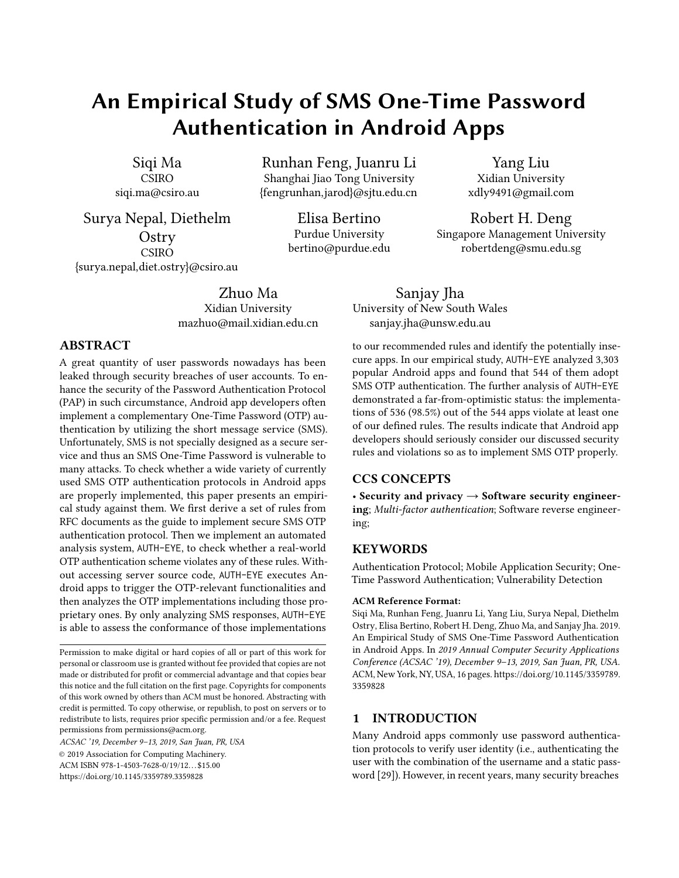# An Empirical Study of SMS One-Time Password Authentication in Android Apps

Siqi Ma
CSIRO
siqi.ma@csiro.au

Runhan Feng, Juanru Li
Shanghai Jiao Tong University
{fengrunhan,jarod}@sjtu.edu.cn

Yang Liu
Xidian University
xdly9491@gmail.com

Surya Nepal, Diethelm Ostry
CSIRO
{surya.nepal,diet.ostry}@csiro.au

Elisa Bertino
Purdue University
bertino@purdue.edu

Robert H. Deng
Singapore Management University
robertdeng@smu.edu.sg

Zhuo Ma
Xidian University
mazhuo@mail.xidian.edu.cn

Sanjay Jha
University of New South Wales
sanjay.jha@unsw.edu.au

## ABSTRACT

A great quantity of user passwords nowadays has been leaked through security breaches of user accounts. To enhance the security of the Password Authentication Protocol (PAP) in such circumstance, Android app developers often implement a complementary One-Time Password (OTP) authentication by utilizing the short message service (SMS). Unfortunately, SMS is not specially designed as a secure service and thus an SMS One-Time Password is vulnerable to many attacks. To check whether a wide variety of currently used SMS OTP authentication protocols in Android apps are properly implemented, this paper presents an empirical study against them. We first derive a set of rules from RFC documents as the guide to implement secure SMS OTP authentication protocol. Then we implement an automated analysis system, AUTH-EYE, to check whether a real-world OTP authentication scheme violates any of these rules. Without accessing server source code, AUTH-EYE executes Android apps to trigger the OTP-relevant functionalities and then analyzes the OTP implementations including those proprietary ones. By only analyzing SMS responses, AUTH-EYE is able to assess the conformance of those implementations to our recommended rules and identify the potentially insecure apps. In our empirical study, AUTH-EYE analyzed 3,303 popular Android apps and found that 544 of them adopt SMS OTP authentication. The further analysis of AUTH-EYE demonstrated a far-from-optimistic status: the implementations of 536 (98.5%) out of the 544 apps violate at least one of our defined rules. The results indicate that Android app developers should seriously consider our discussed security rules and violations so as to implement SMS OTP properly.

## CCS CONCEPTS

• **Security and privacy → Software security engineering**; *Multi-factor authentication*; Software reverse engineering;

## KEYWORDS

Authentication Protocol; Mobile Application Security; One-Time Password Authentication; Vulnerability Detection

**ACM Reference Format:**
Siqi Ma, Runhan Feng, Juanru Li, Yang Liu, Surya Nepal, Diethelm Ostry, Elisa Bertino, Robert H. Deng, Zhuo Ma, and Sanjay Jha. 2019. An Empirical Study of SMS One-Time Password Authentication in Android Apps. In *2019 Annual Computer Security Applications Conference (ACSAC '19), December 9–13, 2019, San Juan, PR, USA.* ACM, New York, NY, USA, 16 pages. https://doi.org/10.1145/3359789.3359828

Permission to make digital or hard copies of all or part of this work for personal or classroom use is granted without fee provided that copies are not made or distributed for profit or commercial advantage and that copies bear this notice and the full citation on the first page. Copyrights for components of this work owned by others than ACM must be honored. Abstracting with credit is permitted. To copy otherwise, or republish, to post on servers or to redistribute to lists, requires prior specific permission and/or a fee. Request permissions from permissions@acm.org.
*ACSAC '19, December 9–13, 2019, San Juan, PR, USA*
© 2019 Association for Computing Machinery.
ACM ISBN 978-1-4503-7628-0/19/12…$15.00
https://doi.org/10.1145/3359789.3359828

## 1 INTRODUCTION

Many Android apps commonly use password authentication protocols to verify user identity (i.e., authenticating the user with the combination of the username and a static password [29]). However, in recent years, many security breaches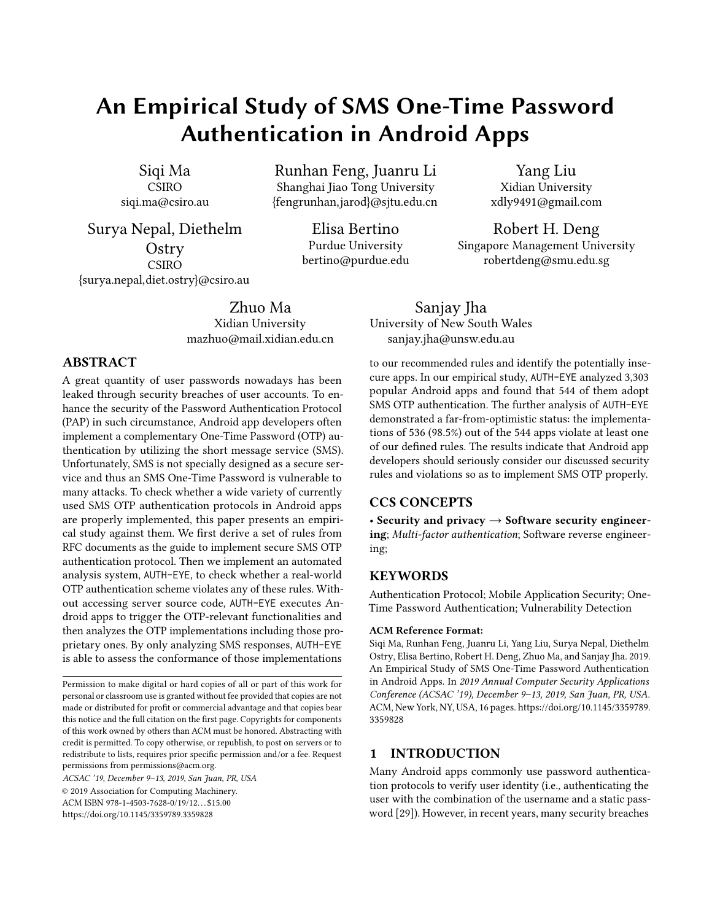# An Empirical Study of SMS One-Time Password Authentication in Android Apps

Siqi Ma
CSIRO
siqi.ma@csiro.au

Runhan Feng, Juanru Li
Shanghai Jiao Tong University
{fengrunhan,jarod}@sjtu.edu.cn

Yang Liu
Xidian University
xdly9491@gmail.com

Surya Nepal, Diethelm Ostry
CSIRO
{surya.nepal,diet.ostry}@csiro.au

Elisa Bertino
Purdue University
bertino@purdue.edu

Robert H. Deng
Singapore Management University
robertdeng@smu.edu.sg

Zhuo Ma
Xidian University
mazhuo@mail.xidian.edu.cn

Sanjay Jha
University of New South Wales
sanjay.jha@unsw.edu.au

## ABSTRACT

A great quantity of user passwords nowadays has been leaked through security breaches of user accounts. To enhance the security of the Password Authentication Protocol (PAP) in such circumstance, Android app developers often implement a complementary One-Time Password (OTP) authentication by utilizing the short message service (SMS). Unfortunately, SMS is not specially designed as a secure service and thus an SMS One-Time Password is vulnerable to many attacks. To check whether a wide variety of currently used SMS OTP authentication protocols in Android apps are properly implemented, this paper presents an empirical study against them. We first derive a set of rules from RFC documents as the guide to implement secure SMS OTP authentication protocol. Then we implement an automated analysis system, AUTH-EYE, to check whether a real-world OTP authentication scheme violates any of these rules. Without accessing server source code, AUTH-EYE executes Android apps to trigger the OTP-relevant functionalities and then analyzes the OTP implementations including those proprietary ones. By only analyzing SMS responses, AUTH-EYE is able to assess the conformance of those implementations to our recommended rules and identify the potentially insecure apps. In our empirical study, AUTH-EYE analyzed 3,303 popular Android apps and found that 544 of them adopt SMS OTP authentication. The further analysis of AUTH-EYE demonstrated a far-from-optimistic status: the implementations of 536 (98.5%) out of the 544 apps violate at least one of our defined rules. The results indicate that Android app developers should seriously consider our discussed security rules and violations so as to implement SMS OTP properly.

## CCS CONCEPTS

• **Security and privacy → Software security engineering**; *Multi-factor authentication*; Software reverse engineering;

## KEYWORDS

Authentication Protocol; Mobile Application Security; One-Time Password Authentication; Vulnerability Detection

**ACM Reference Format:**

Siqi Ma, Runhan Feng, Juanru Li, Yang Liu, Surya Nepal, Diethelm Ostry, Elisa Bertino, Robert H. Deng, Zhuo Ma, and Sanjay Jha. 2019. An Empirical Study of SMS One-Time Password Authentication in Android Apps. In *2019 Annual Computer Security Applications Conference (ACSAC '19), December 9–13, 2019, San Juan, PR, USA*. ACM, New York, NY, USA, 16 pages. https://doi.org/10.1145/3359789.3359828

Permission to make digital or hard copies of all or part of this work for personal or classroom use is granted without fee provided that copies are not made or distributed for profit or commercial advantage and that copies bear this notice and the full citation on the first page. Copyrights for components of this work owned by others than ACM must be honored. Abstracting with credit is permitted. To copy otherwise, or republish, to post on servers or to redistribute to lists, requires prior specific permission and/or a fee. Request permissions from permissions@acm.org.

*ACSAC '19, December 9–13, 2019, San Juan, PR, USA*

© 2019 Association for Computing Machinery.

ACM ISBN 978-1-4503-7628-0/19/12…$15.00

https://doi.org/10.1145/3359789.3359828

## 1 INTRODUCTION

Many Android apps commonly use password authentication protocols to verify user identity (i.e., authenticating the user with the combination of the username and a static password [29]). However, in recent years, many security breaches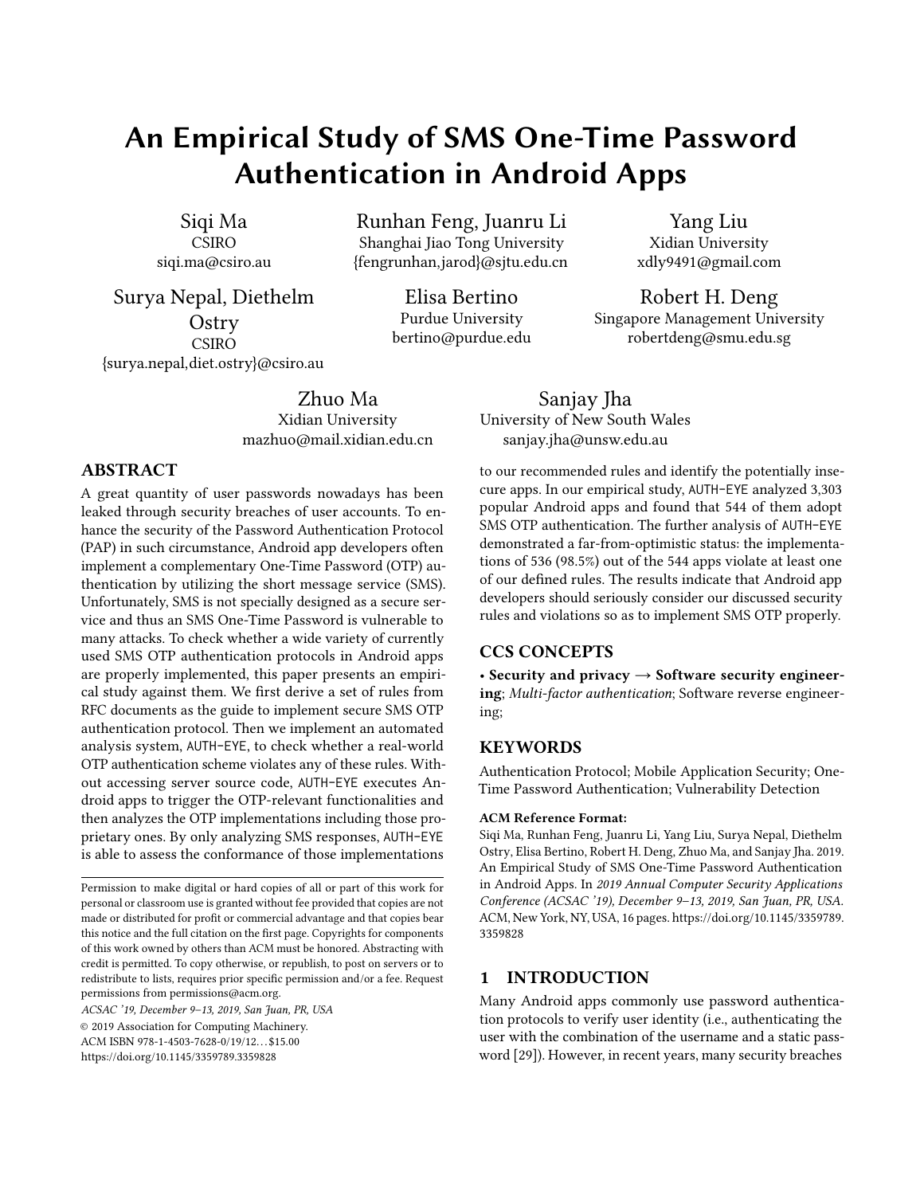# An Empirical Study of SMS One-Time Password Authentication in Android Apps

Siqi Ma
CSIRO
siqi.ma@csiro.au

Runhan Feng, Juanru Li
Shanghai Jiao Tong University
{fengrunhan,jarod}@sjtu.edu.cn

Yang Liu
Xidian University
xdly9491@gmail.com

Surya Nepal, Diethelm Ostry
CSIRO
{surya.nepal,diet.ostry}@csiro.au

Elisa Bertino
Purdue University
bertino@purdue.edu

Robert H. Deng
Singapore Management University
robertdeng@smu.edu.sg

Zhuo Ma
Xidian University
mazhuo@mail.xidian.edu.cn

Sanjay Jha
University of New South Wales
sanjay.jha@unsw.edu.au

## ABSTRACT

A great quantity of user passwords nowadays has been leaked through security breaches of user accounts. To enhance the security of the Password Authentication Protocol (PAP) in such circumstance, Android app developers often implement a complementary One-Time Password (OTP) authentication by utilizing the short message service (SMS). Unfortunately, SMS is not specially designed as a secure service and thus an SMS One-Time Password is vulnerable to many attacks. To check whether a wide variety of currently used SMS OTP authentication protocols in Android apps are properly implemented, this paper presents an empirical study against them. We first derive a set of rules from RFC documents as the guide to implement secure SMS OTP authentication protocol. Then we implement an automated analysis system, AUTH-EYE, to check whether a real-world OTP authentication scheme violates any of these rules. Without accessing server source code, AUTH-EYE executes Android apps to trigger the OTP-relevant functionalities and then analyzes the OTP implementations including those proprietary ones. By only analyzing SMS responses, AUTH-EYE is able to assess the conformance of those implementations to our recommended rules and identify the potentially insecure apps. In our empirical study, AUTH-EYE analyzed 3,303 popular Android apps and found that 544 of them adopt SMS OTP authentication. The further analysis of AUTH-EYE demonstrated a far-from-optimistic status: the implementations of 536 (98.5%) out of the 544 apps violate at least one of our defined rules. The results indicate that Android app developers should seriously consider our discussed security rules and violations so as to implement SMS OTP properly.

## CCS CONCEPTS

• **Security and privacy → Software security engineering**; *Multi-factor authentication*; Software reverse engineering;

## KEYWORDS

Authentication Protocol; Mobile Application Security; One-Time Password Authentication; Vulnerability Detection

**ACM Reference Format:**
Siqi Ma, Runhan Feng, Juanru Li, Yang Liu, Surya Nepal, Diethelm Ostry, Elisa Bertino, Robert H. Deng, Zhuo Ma, and Sanjay Jha. 2019. An Empirical Study of SMS One-Time Password Authentication in Android Apps. In *2019 Annual Computer Security Applications Conference (ACSAC '19), December 9–13, 2019, San Juan, PR, USA*. ACM, New York, NY, USA, 16 pages. https://doi.org/10.1145/3359789.3359828

Permission to make digital or hard copies of all or part of this work for personal or classroom use is granted without fee provided that copies are not made or distributed for profit or commercial advantage and that copies bear this notice and the full citation on the first page. Copyrights for components of this work owned by others than ACM must be honored. Abstracting with credit is permitted. To copy otherwise, or republish, to post on servers or to redistribute to lists, requires prior specific permission and/or a fee. Request permissions from permissions@acm.org.
*ACSAC '19, December 9–13, 2019, San Juan, PR, USA*
© 2019 Association for Computing Machinery.
ACM ISBN 978-1-4503-7628-0/19/12...$15.00
https://doi.org/10.1145/3359789.3359828

## 1 INTRODUCTION

Many Android apps commonly use password authentication protocols to verify user identity (i.e., authenticating the user with the combination of the username and a static password [29]). However, in recent years, many security breaches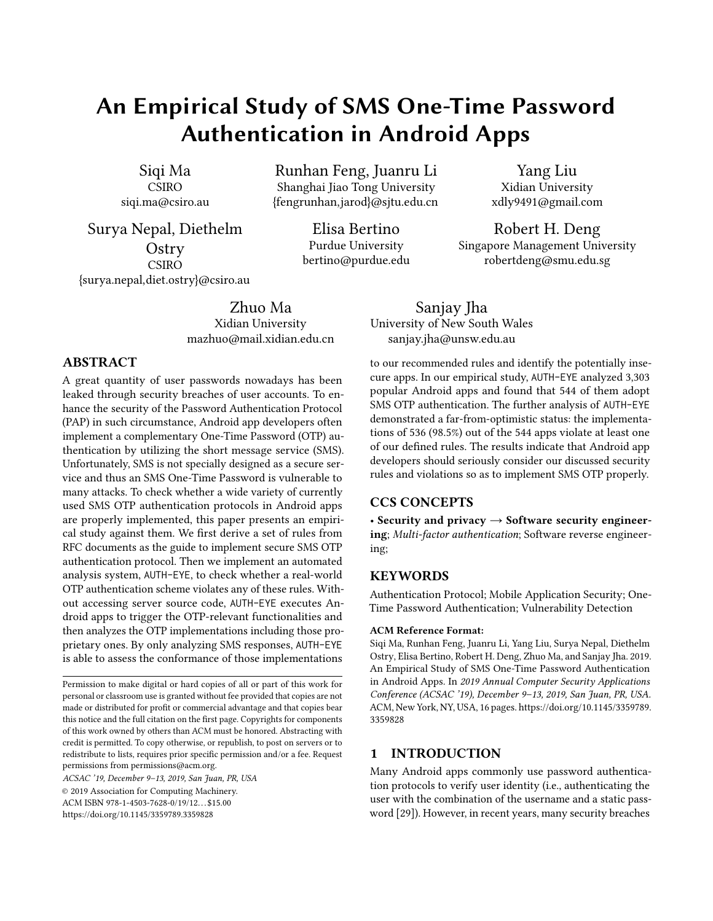# An Empirical Study of SMS One-Time Password Authentication in Android Apps

Siqi Ma
CSIRO
siqi.ma@csiro.au

Runhan Feng, Juanru Li
Shanghai Jiao Tong University
{fengrunhan,jarod}@sjtu.edu.cn

Yang Liu
Xidian University
xdly9491@gmail.com

Surya Nepal, Diethelm Ostry
CSIRO
{surya.nepal,diet.ostry}@csiro.au

Elisa Bertino
Purdue University
bertino@purdue.edu

Robert H. Deng
Singapore Management University
robertdeng@smu.edu.sg

Zhuo Ma
Xidian University
mazhuo@mail.xidian.edu.cn

Sanjay Jha
University of New South Wales
sanjay.jha@unsw.edu.au

## ABSTRACT

A great quantity of user passwords nowadays has been leaked through security breaches of user accounts. To enhance the security of the Password Authentication Protocol (PAP) in such circumstance, Android app developers often implement a complementary One-Time Password (OTP) authentication by utilizing the short message service (SMS). Unfortunately, SMS is not specially designed as a secure service and thus an SMS One-Time Password is vulnerable to many attacks. To check whether a wide variety of currently used SMS OTP authentication protocols in Android apps are properly implemented, this paper presents an empirical study against them. We first derive a set of rules from RFC documents as the guide to implement secure SMS OTP authentication protocol. Then we implement an automated analysis system, AUTH-EYE, to check whether a real-world OTP authentication scheme violates any of these rules. Without accessing server source code, AUTH-EYE executes Android apps to trigger the OTP-relevant functionalities and then analyzes the OTP implementations including those proprietary ones. By only analyzing SMS responses, AUTH-EYE is able to assess the conformance of those implementations to our recommended rules and identify the potentially insecure apps. In our empirical study, AUTH-EYE analyzed 3,303 popular Android apps and found that 544 of them adopt SMS OTP authentication. The further analysis of AUTH-EYE demonstrated a far-from-optimistic status: the implementations of 536 (98.5%) out of the 544 apps violate at least one of our defined rules. The results indicate that Android app developers should seriously consider our discussed security rules and violations so as to implement SMS OTP properly.

## CCS CONCEPTS

• **Security and privacy → Software security engineering**; *Multi-factor authentication*; Software reverse engineering;

## KEYWORDS

Authentication Protocol; Mobile Application Security; One-Time Password Authentication; Vulnerability Detection

**ACM Reference Format:**
Siqi Ma, Runhan Feng, Juanru Li, Yang Liu, Surya Nepal, Diethelm Ostry, Elisa Bertino, Robert H. Deng, Zhuo Ma, and Sanjay Jha. 2019. An Empirical Study of SMS One-Time Password Authentication in Android Apps. In *2019 Annual Computer Security Applications Conference (ACSAC '19), December 9–13, 2019, San Juan, PR, USA.* ACM, New York, NY, USA, 16 pages. https://doi.org/10.1145/3359789.3359828

Permission to make digital or hard copies of all or part of this work for personal or classroom use is granted without fee provided that copies are not made or distributed for profit or commercial advantage and that copies bear this notice and the full citation on the first page. Copyrights for components of this work owned by others than ACM must be honored. Abstracting with credit is permitted. To copy otherwise, or republish, to post on servers or to redistribute to lists, requires prior specific permission and/or a fee. Request permissions from permissions@acm.org.
*ACSAC '19, December 9–13, 2019, San Juan, PR, USA*
© 2019 Association for Computing Machinery.
ACM ISBN 978-1-4503-7628-0/19/12…$15.00
https://doi.org/10.1145/3359789.3359828

## 1 INTRODUCTION

Many Android apps commonly use password authentication protocols to verify user identity (i.e., authenticating the user with the combination of the username and a static password [29]). However, in recent years, many security breaches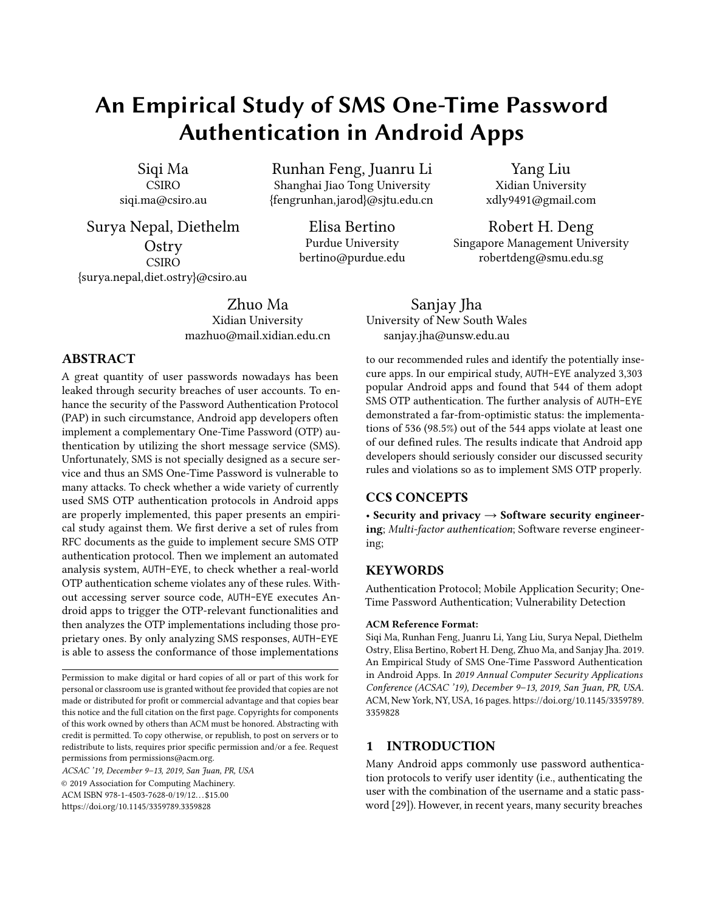# An Empirical Study of SMS One-Time Password Authentication in Android Apps

Siqi Ma
CSIRO
siqi.ma@csiro.au

Runhan Feng, Juanru Li
Shanghai Jiao Tong University
{fengrunhan,jarod}@sjtu.edu.cn

Yang Liu
Xidian University
xdly9491@gmail.com

Surya Nepal, Diethelm Ostry
CSIRO
{surya.nepal,diet.ostry}@csiro.au

Elisa Bertino
Purdue University
bertino@purdue.edu

Robert H. Deng
Singapore Management University
robertdeng@smu.edu.sg

Zhuo Ma
Xidian University
mazhuo@mail.xidian.edu.cn

Sanjay Jha
University of New South Wales
sanjay.jha@unsw.edu.au

## ABSTRACT

A great quantity of user passwords nowadays has been leaked through security breaches of user accounts. To enhance the security of the Password Authentication Protocol (PAP) in such circumstance, Android app developers often implement a complementary One-Time Password (OTP) authentication by utilizing the short message service (SMS). Unfortunately, SMS is not specially designed as a secure service and thus an SMS One-Time Password is vulnerable to many attacks. To check whether a wide variety of currently used SMS OTP authentication protocols in Android apps are properly implemented, this paper presents an empirical study against them. We first derive a set of rules from RFC documents as the guide to implement secure SMS OTP authentication protocol. Then we implement an automated analysis system, AUTH-EYE, to check whether a real-world OTP authentication scheme violates any of these rules. Without accessing server source code, AUTH-EYE executes Android apps to trigger the OTP-relevant functionalities and then analyzes the OTP implementations including those proprietary ones. By only analyzing SMS responses, AUTH-EYE is able to assess the conformance of those implementations to our recommended rules and identify the potentially insecure apps. In our empirical study, AUTH-EYE analyzed 3,303 popular Android apps and found that 544 of them adopt SMS OTP authentication. The further analysis of AUTH-EYE demonstrated a far-from-optimistic status: the implementations of 536 (98.5%) out of the 544 apps violate at least one of our defined rules. The results indicate that Android app developers should seriously consider our discussed security rules and violations so as to implement SMS OTP properly.

## CCS CONCEPTS

• **Security and privacy** → **Software security engineering**; *Multi-factor authentication*; Software reverse engineering;

## KEYWORDS

Authentication Protocol; Mobile Application Security; One-Time Password Authentication; Vulnerability Detection

**ACM Reference Format:**
Siqi Ma, Runhan Feng, Juanru Li, Yang Liu, Surya Nepal, Diethelm Ostry, Elisa Bertino, Robert H. Deng, Zhuo Ma, and Sanjay Jha. 2019. An Empirical Study of SMS One-Time Password Authentication in Android Apps. In *2019 Annual Computer Security Applications Conference (ACSAC '19), December 9–13, 2019, San Juan, PR, USA.* ACM, New York, NY, USA, 16 pages. https://doi.org/10.1145/3359789.3359828

Permission to make digital or hard copies of all or part of this work for personal or classroom use is granted without fee provided that copies are not made or distributed for profit or commercial advantage and that copies bear this notice and the full citation on the first page. Copyrights for components of this work owned by others than ACM must be honored. Abstracting with credit is permitted. To copy otherwise, or republish, to post on servers or to redistribute to lists, requires prior specific permission and/or a fee. Request permissions from permissions@acm.org.
*ACSAC '19, December 9–13, 2019, San Juan, PR, USA*
© 2019 Association for Computing Machinery.
ACM ISBN 978-1-4503-7628-0/19/12...$15.00
https://doi.org/10.1145/3359789.3359828

## 1 INTRODUCTION

Many Android apps commonly use password authentication protocols to verify user identity (i.e., authenticating the user with the combination of the username and a static password [29]). However, in recent years, many security breaches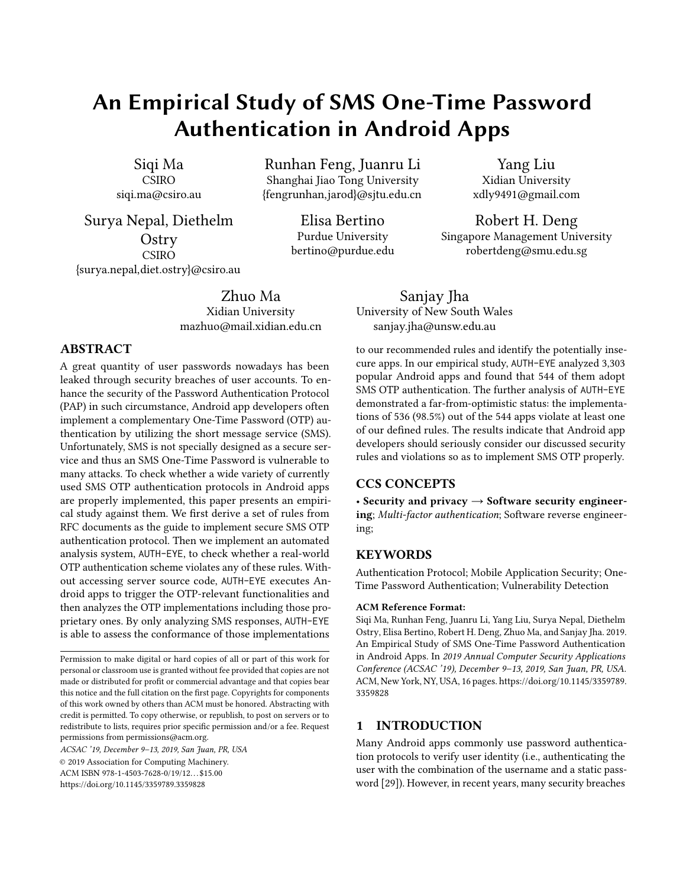# An Empirical Study of SMS One-Time Password Authentication in Android Apps

Siqi Ma
CSIRO
siqi.ma@csiro.au

Runhan Feng, Juanru Li
Shanghai Jiao Tong University
{fengrunhan,jarod}@sjtu.edu.cn

Yang Liu
Xidian University
xdly9491@gmail.com

Surya Nepal, Diethelm Ostry
CSIRO
{surya.nepal,diet.ostry}@csiro.au

Elisa Bertino
Purdue University
bertino@purdue.edu

Robert H. Deng
Singapore Management University
robertdeng@smu.edu.sg

Zhuo Ma
Xidian University
mazhuo@mail.xidian.edu.cn

Sanjay Jha
University of New South Wales
sanjay.jha@unsw.edu.au

## ABSTRACT

A great quantity of user passwords nowadays has been leaked through security breaches of user accounts. To enhance the security of the Password Authentication Protocol (PAP) in such circumstance, Android app developers often implement a complementary One-Time Password (OTP) authentication by utilizing the short message service (SMS). Unfortunately, SMS is not specially designed as a secure service and thus an SMS One-Time Password is vulnerable to many attacks. To check whether a wide variety of currently used SMS OTP authentication protocols in Android apps are properly implemented, this paper presents an empirical study against them. We first derive a set of rules from RFC documents as the guide to implement secure SMS OTP authentication protocol. Then we implement an automated analysis system, AUTH-EYE, to check whether a real-world OTP authentication scheme violates any of these rules. Without accessing server source code, AUTH-EYE executes Android apps to trigger the OTP-relevant functionalities and then analyzes the OTP implementations including those proprietary ones. By only analyzing SMS responses, AUTH-EYE is able to assess the conformance of those implementations to our recommended rules and identify the potentially insecure apps. In our empirical study, AUTH-EYE analyzed 3,303 popular Android apps and found that 544 of them adopt SMS OTP authentication. The further analysis of AUTH-EYE demonstrated a far-from-optimistic status: the implementations of 536 (98.5%) out of the 544 apps violate at least one of our defined rules. The results indicate that Android app developers should seriously consider our discussed security rules and violations so as to implement SMS OTP properly.

## CCS CONCEPTS

• **Security and privacy → Software security engineering**; *Multi-factor authentication*; Software reverse engineering;

## KEYWORDS

Authentication Protocol; Mobile Application Security; One-Time Password Authentication; Vulnerability Detection

**ACM Reference Format:**
Siqi Ma, Runhan Feng, Juanru Li, Yang Liu, Surya Nepal, Diethelm Ostry, Elisa Bertino, Robert H. Deng, Zhuo Ma, and Sanjay Jha. 2019. An Empirical Study of SMS One-Time Password Authentication in Android Apps. In *2019 Annual Computer Security Applications Conference (ACSAC '19), December 9–13, 2019, San Juan, PR, USA*. ACM, New York, NY, USA, 16 pages. https://doi.org/10.1145/3359789.3359828

Permission to make digital or hard copies of all or part of this work for personal or classroom use is granted without fee provided that copies are not made or distributed for profit or commercial advantage and that copies bear this notice and the full citation on the first page. Copyrights for components of this work owned by others than ACM must be honored. Abstracting with credit is permitted. To copy otherwise, or republish, to post on servers or to redistribute to lists, requires prior specific permission and/or a fee. Request permissions from permissions@acm.org.
*ACSAC '19, December 9–13, 2019, San Juan, PR, USA*
© 2019 Association for Computing Machinery.
ACM ISBN 978-1-4503-7628-0/19/12...$15.00
https://doi.org/10.1145/3359789.3359828

## 1 INTRODUCTION

Many Android apps commonly use password authentication protocols to verify user identity (i.e., authenticating the user with the combination of the username and a static password [29]). However, in recent years, many security breaches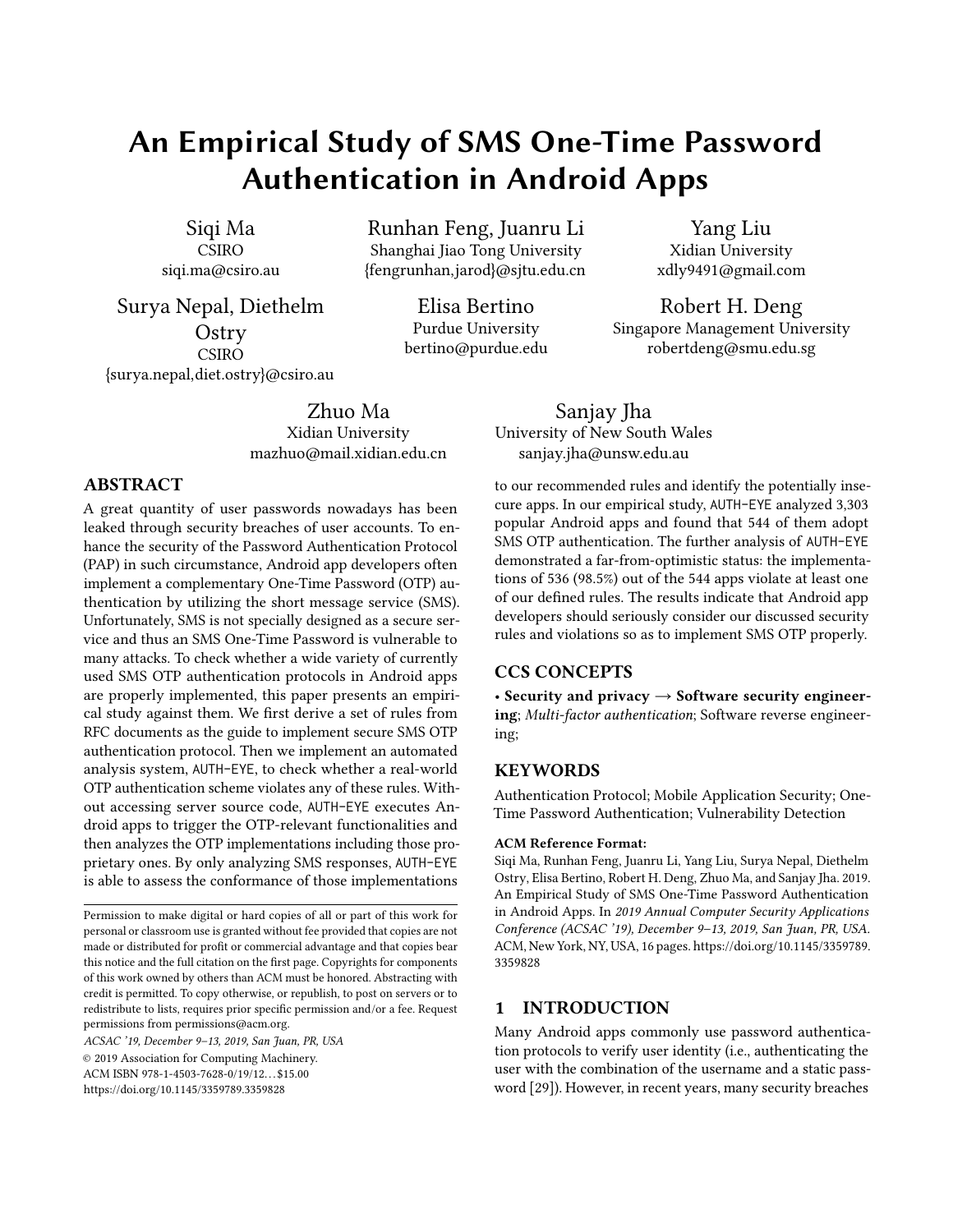# An Empirical Study of SMS One-Time Password Authentication in Android Apps

Siqi Ma
CSIRO
siqi.ma@csiro.au

Runhan Feng, Juanru Li
Shanghai Jiao Tong University
{fengrunhan,jarod}@sjtu.edu.cn

Yang Liu
Xidian University
xdly9491@gmail.com

Surya Nepal, Diethelm Ostry
CSIRO
{surya.nepal,diet.ostry}@csiro.au

Elisa Bertino
Purdue University
bertino@purdue.edu

Robert H. Deng
Singapore Management University
robertdeng@smu.edu.sg

Zhuo Ma
Xidian University
mazhuo@mail.xidian.edu.cn

Sanjay Jha
University of New South Wales
sanjay.jha@unsw.edu.au

## ABSTRACT

A great quantity of user passwords nowadays has been leaked through security breaches of user accounts. To enhance the security of the Password Authentication Protocol (PAP) in such circumstance, Android app developers often implement a complementary One-Time Password (OTP) authentication by utilizing the short message service (SMS). Unfortunately, SMS is not specially designed as a secure service and thus an SMS One-Time Password is vulnerable to many attacks. To check whether a wide variety of currently used SMS OTP authentication protocols in Android apps are properly implemented, this paper presents an empirical study against them. We first derive a set of rules from RFC documents as the guide to implement secure SMS OTP authentication protocol. Then we implement an automated analysis system, AUTH-EYE, to check whether a real-world OTP authentication scheme violates any of these rules. Without accessing server source code, AUTH-EYE executes Android apps to trigger the OTP-relevant functionalities and then analyzes the OTP implementations including those proprietary ones. By only analyzing SMS responses, AUTH-EYE is able to assess the conformance of those implementations to our recommended rules and identify the potentially insecure apps. In our empirical study, AUTH-EYE analyzed 3,303 popular Android apps and found that 544 of them adopt SMS OTP authentication. The further analysis of AUTH-EYE demonstrated a far-from-optimistic status: the implementations of 536 (98.5%) out of the 544 apps violate at least one of our defined rules. The results indicate that Android app developers should seriously consider our discussed security rules and violations so as to implement SMS OTP properly.

## CCS CONCEPTS

• **Security and privacy → Software security engineering**; *Multi-factor authentication*; Software reverse engineering;

## KEYWORDS

Authentication Protocol; Mobile Application Security; One-Time Password Authentication; Vulnerability Detection

**ACM Reference Format:**

Siqi Ma, Runhan Feng, Juanru Li, Yang Liu, Surya Nepal, Diethelm Ostry, Elisa Bertino, Robert H. Deng, Zhuo Ma, and Sanjay Jha. 2019. An Empirical Study of SMS One-Time Password Authentication in Android Apps. In *2019 Annual Computer Security Applications Conference (ACSAC '19), December 9–13, 2019, San Juan, PR, USA.* ACM, New York, NY, USA, 16 pages. https://doi.org/10.1145/3359789.3359828

Permission to make digital or hard copies of all or part of this work for personal or classroom use is granted without fee provided that copies are not made or distributed for profit or commercial advantage and that copies bear this notice and the full citation on the first page. Copyrights for components of this work owned by others than ACM must be honored. Abstracting with credit is permitted. To copy otherwise, or republish, to post on servers or to redistribute to lists, requires prior specific permission and/or a fee. Request permissions from permissions@acm.org.

*ACSAC '19, December 9–13, 2019, San Juan, PR, USA*

© 2019 Association for Computing Machinery.

ACM ISBN 978-1-4503-7628-0/19/12…$15.00

https://doi.org/10.1145/3359789.3359828

## 1 INTRODUCTION

Many Android apps commonly use password authentication protocols to verify user identity (i.e., authenticating the user with the combination of the username and a static password [29]). However, in recent years, many security breaches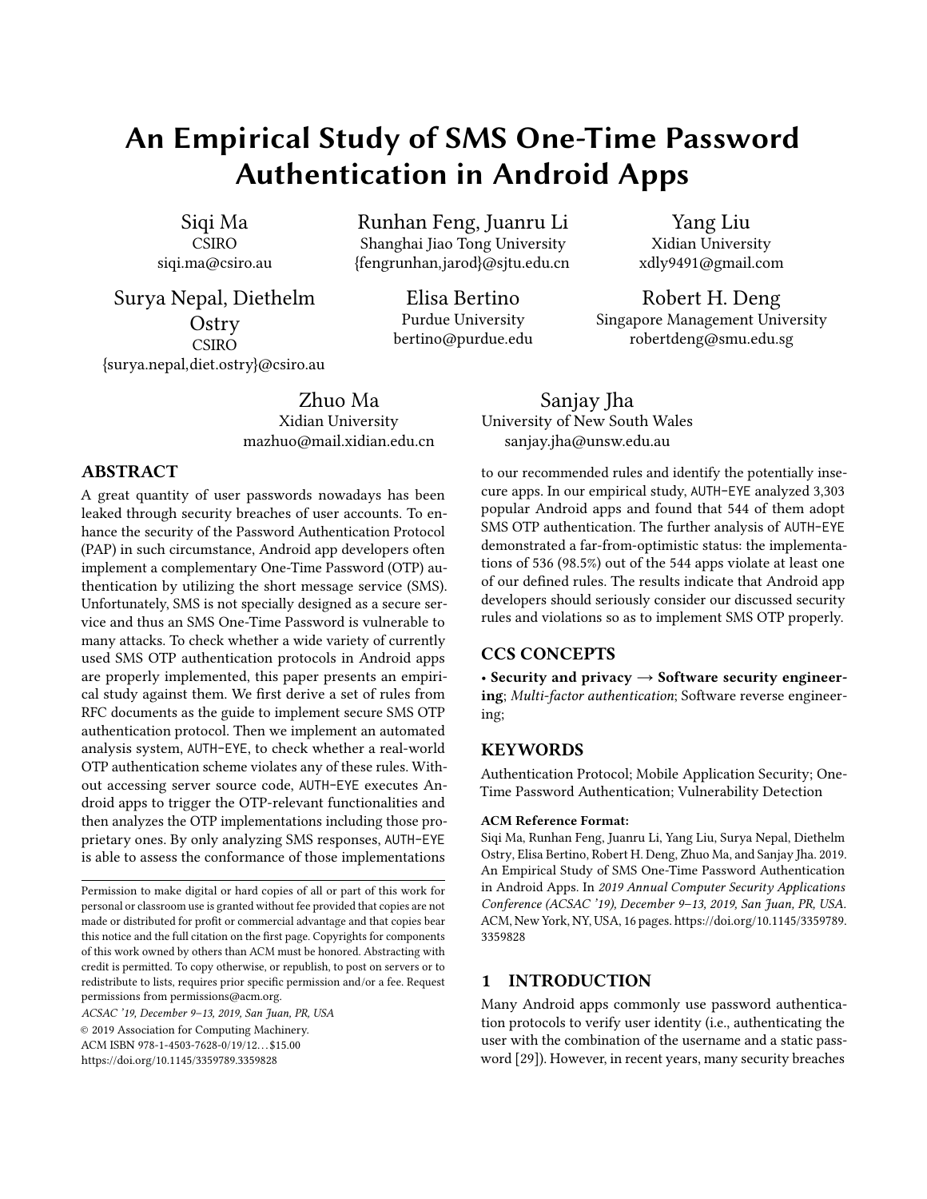# An Empirical Study of SMS One-Time Password Authentication in Android Apps

Siqi Ma
CSIRO
siqi.ma@csiro.au

Runhan Feng, Juanru Li
Shanghai Jiao Tong University
{fengrunhan,jarod}@sjtu.edu.cn

Yang Liu
Xidian University
xdly9491@gmail.com

Surya Nepal, Diethelm Ostry
CSIRO
{surya.nepal,diet.ostry}@csiro.au

Elisa Bertino
Purdue University
bertino@purdue.edu

Robert H. Deng
Singapore Management University
robertdeng@smu.edu.sg

Zhuo Ma
Xidian University
mazhuo@mail.xidian.edu.cn

Sanjay Jha
University of New South Wales
sanjay.jha@unsw.edu.au

## ABSTRACT

A great quantity of user passwords nowadays has been leaked through security breaches of user accounts. To enhance the security of the Password Authentication Protocol (PAP) in such circumstance, Android app developers often implement a complementary One-Time Password (OTP) authentication by utilizing the short message service (SMS). Unfortunately, SMS is not specially designed as a secure service and thus an SMS One-Time Password is vulnerable to many attacks. To check whether a wide variety of currently used SMS OTP authentication protocols in Android apps are properly implemented, this paper presents an empirical study against them. We first derive a set of rules from RFC documents as the guide to implement secure SMS OTP authentication protocol. Then we implement an automated analysis system, AUTH-EYE, to check whether a real-world OTP authentication scheme violates any of these rules. Without accessing server source code, AUTH-EYE executes Android apps to trigger the OTP-relevant functionalities and then analyzes the OTP implementations including those proprietary ones. By only analyzing SMS responses, AUTH-EYE is able to assess the conformance of those implementations to our recommended rules and identify the potentially insecure apps. In our empirical study, AUTH-EYE analyzed 3,303 popular Android apps and found that 544 of them adopt SMS OTP authentication. The further analysis of AUTH-EYE demonstrated a far-from-optimistic status: the implementations of 536 (98.5%) out of the 544 apps violate at least one of our defined rules. The results indicate that Android app developers should seriously consider our discussed security rules and violations so as to implement SMS OTP properly.

## CCS CONCEPTS

• **Security and privacy → Software security engineering**; *Multi-factor authentication*; Software reverse engineering;

## KEYWORDS

Authentication Protocol; Mobile Application Security; One-Time Password Authentication; Vulnerability Detection

**ACM Reference Format:**

Siqi Ma, Runhan Feng, Juanru Li, Yang Liu, Surya Nepal, Diethelm Ostry, Elisa Bertino, Robert H. Deng, Zhuo Ma, and Sanjay Jha. 2019. An Empirical Study of SMS One-Time Password Authentication in Android Apps. In *2019 Annual Computer Security Applications Conference (ACSAC '19), December 9–13, 2019, San Juan, PR, USA.* ACM, New York, NY, USA, 16 pages. https://doi.org/10.1145/3359789.3359828

Permission to make digital or hard copies of all or part of this work for personal or classroom use is granted without fee provided that copies are not made or distributed for profit or commercial advantage and that copies bear this notice and the full citation on the first page. Copyrights for components of this work owned by others than ACM must be honored. Abstracting with credit is permitted. To copy otherwise, or republish, to post on servers or to redistribute to lists, requires prior specific permission and/or a fee. Request permissions from permissions@acm.org.

*ACSAC '19, December 9–13, 2019, San Juan, PR, USA*

© 2019 Association for Computing Machinery.

ACM ISBN 978-1-4503-7628-0/19/12...$15.00

https://doi.org/10.1145/3359789.3359828

## 1 INTRODUCTION

Many Android apps commonly use password authentication protocols to verify user identity (i.e., authenticating the user with the combination of the username and a static password [29]). However, in recent years, many security breaches